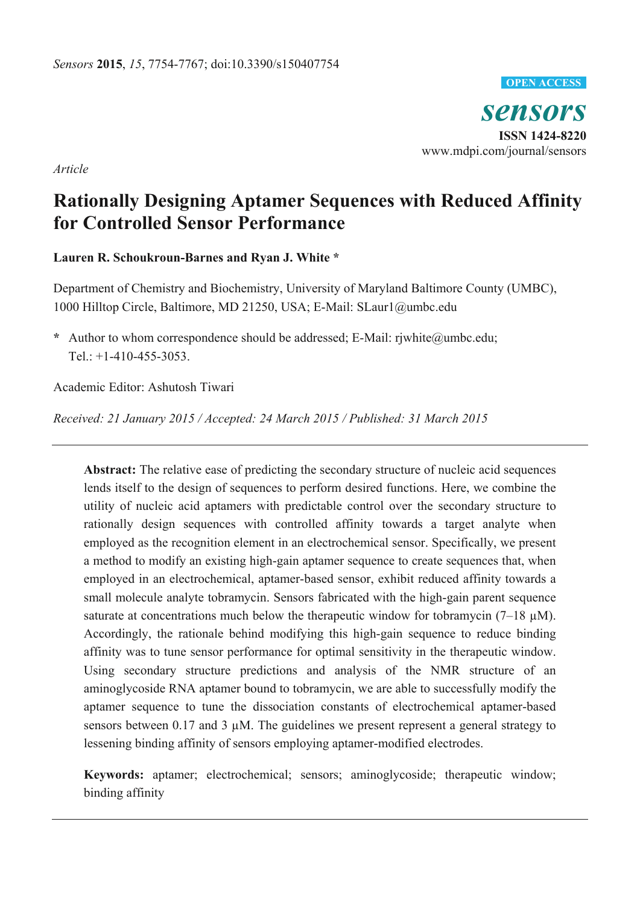*Sensors* **2015**, *15*, 7754-7767; doi:10.3390/s150407754

**OPEN ACCESS**

***sensors***

**ISSN 1424-8220**

www.mdpi.com/journal/sensors

*Article*

# Rationally Designing Aptamer Sequences with Reduced Affinity for Controlled Sensor Performance

**Lauren R. Schoukroun-Barnes and Ryan J. White \***

Department of Chemistry and Biochemistry, University of Maryland Baltimore County (UMBC), 1000 Hilltop Circle, Baltimore, MD 21250, USA; E-Mail: SLaur1@umbc.edu

**\*** Author to whom correspondence should be addressed; E-Mail: rjwhite@umbc.edu; Tel.: +1-410-455-3053.

Academic Editor: Ashutosh Tiwari

*Received: 21 January 2015 / Accepted: 24 March 2015 / Published: 31 March 2015*

---

**Abstract:** The relative ease of predicting the secondary structure of nucleic acid sequences lends itself to the design of sequences to perform desired functions. Here, we combine the utility of nucleic acid aptamers with predictable control over the secondary structure to rationally design sequences with controlled affinity towards a target analyte when employed as the recognition element in an electrochemical sensor. Specifically, we present a method to modify an existing high-gain aptamer sequence to create sequences that, when employed in an electrochemical, aptamer-based sensor, exhibit reduced affinity towards a small molecule analyte tobramycin. Sensors fabricated with the high-gain parent sequence saturate at concentrations much below the therapeutic window for tobramycin (7–18 μM). Accordingly, the rationale behind modifying this high-gain sequence to reduce binding affinity was to tune sensor performance for optimal sensitivity in the therapeutic window. Using secondary structure predictions and analysis of the NMR structure of an aminoglycoside RNA aptamer bound to tobramycin, we are able to successfully modify the aptamer sequence to tune the dissociation constants of electrochemical aptamer-based sensors between 0.17 and 3 μM. The guidelines we present represent a general strategy to lessening binding affinity of sensors employing aptamer-modified electrodes.

**Keywords:** aptamer; electrochemical; sensors; aminoglycoside; therapeutic window; binding affinity

---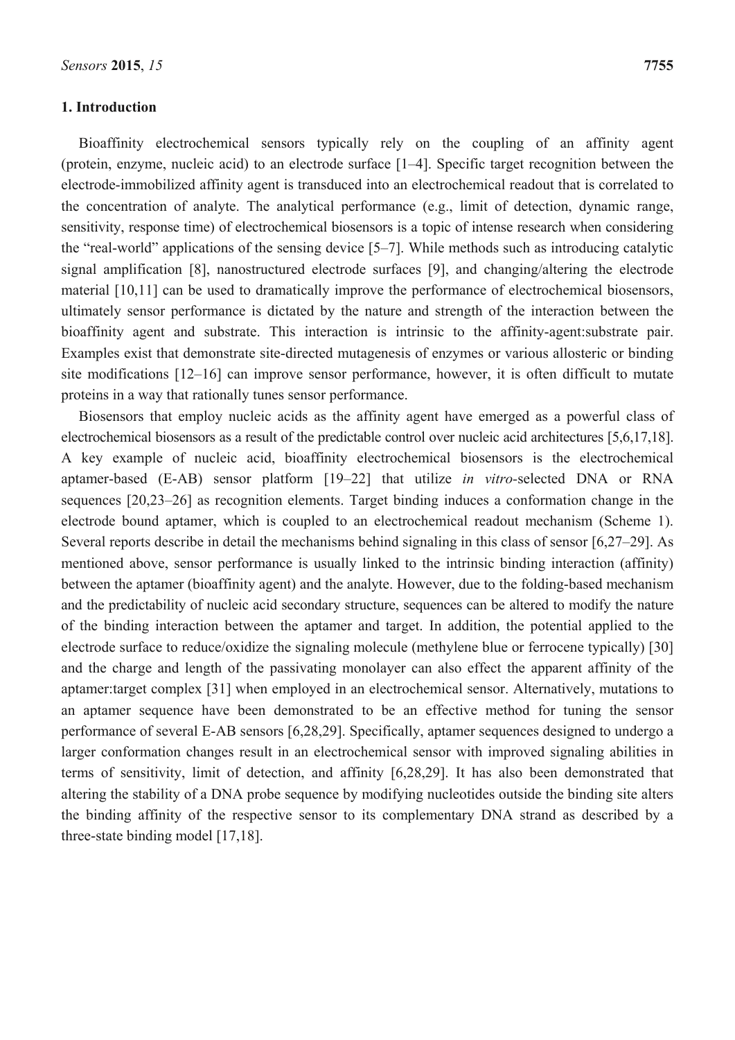## 1. Introduction

Bioaffinity electrochemical sensors typically rely on the coupling of an affinity agent (protein, enzyme, nucleic acid) to an electrode surface [1–4]. Specific target recognition between the electrode-immobilized affinity agent is transduced into an electrochemical readout that is correlated to the concentration of analyte. The analytical performance (e.g., limit of detection, dynamic range, sensitivity, response time) of electrochemical biosensors is a topic of intense research when considering the "real-world" applications of the sensing device [5–7]. While methods such as introducing catalytic signal amplification [8], nanostructured electrode surfaces [9], and changing/altering the electrode material [10,11] can be used to dramatically improve the performance of electrochemical biosensors, ultimately sensor performance is dictated by the nature and strength of the interaction between the bioaffinity agent and substrate. This interaction is intrinsic to the affinity-agent:substrate pair. Examples exist that demonstrate site-directed mutagenesis of enzymes or various allosteric or binding site modifications [12–16] can improve sensor performance, however, it is often difficult to mutate proteins in a way that rationally tunes sensor performance.

Biosensors that employ nucleic acids as the affinity agent have emerged as a powerful class of electrochemical biosensors as a result of the predictable control over nucleic acid architectures [5,6,17,18]. A key example of nucleic acid, bioaffinity electrochemical biosensors is the electrochemical aptamer-based (E-AB) sensor platform [19–22] that utilize *in vitro*-selected DNA or RNA sequences [20,23–26] as recognition elements. Target binding induces a conformation change in the electrode bound aptamer, which is coupled to an electrochemical readout mechanism (Scheme 1). Several reports describe in detail the mechanisms behind signaling in this class of sensor [6,27–29]. As mentioned above, sensor performance is usually linked to the intrinsic binding interaction (affinity) between the aptamer (bioaffinity agent) and the analyte. However, due to the folding-based mechanism and the predictability of nucleic acid secondary structure, sequences can be altered to modify the nature of the binding interaction between the aptamer and target. In addition, the potential applied to the electrode surface to reduce/oxidize the signaling molecule (methylene blue or ferrocene typically) [30] and the charge and length of the passivating monolayer can also effect the apparent affinity of the aptamer:target complex [31] when employed in an electrochemical sensor. Alternatively, mutations to an aptamer sequence have been demonstrated to be an effective method for tuning the sensor performance of several E-AB sensors [6,28,29]. Specifically, aptamer sequences designed to undergo a larger conformation changes result in an electrochemical sensor with improved signaling abilities in terms of sensitivity, limit of detection, and affinity [6,28,29]. It has also been demonstrated that altering the stability of a DNA probe sequence by modifying nucleotides outside the binding site alters the binding affinity of the respective sensor to its complementary DNA strand as described by a three-state binding model [17,18].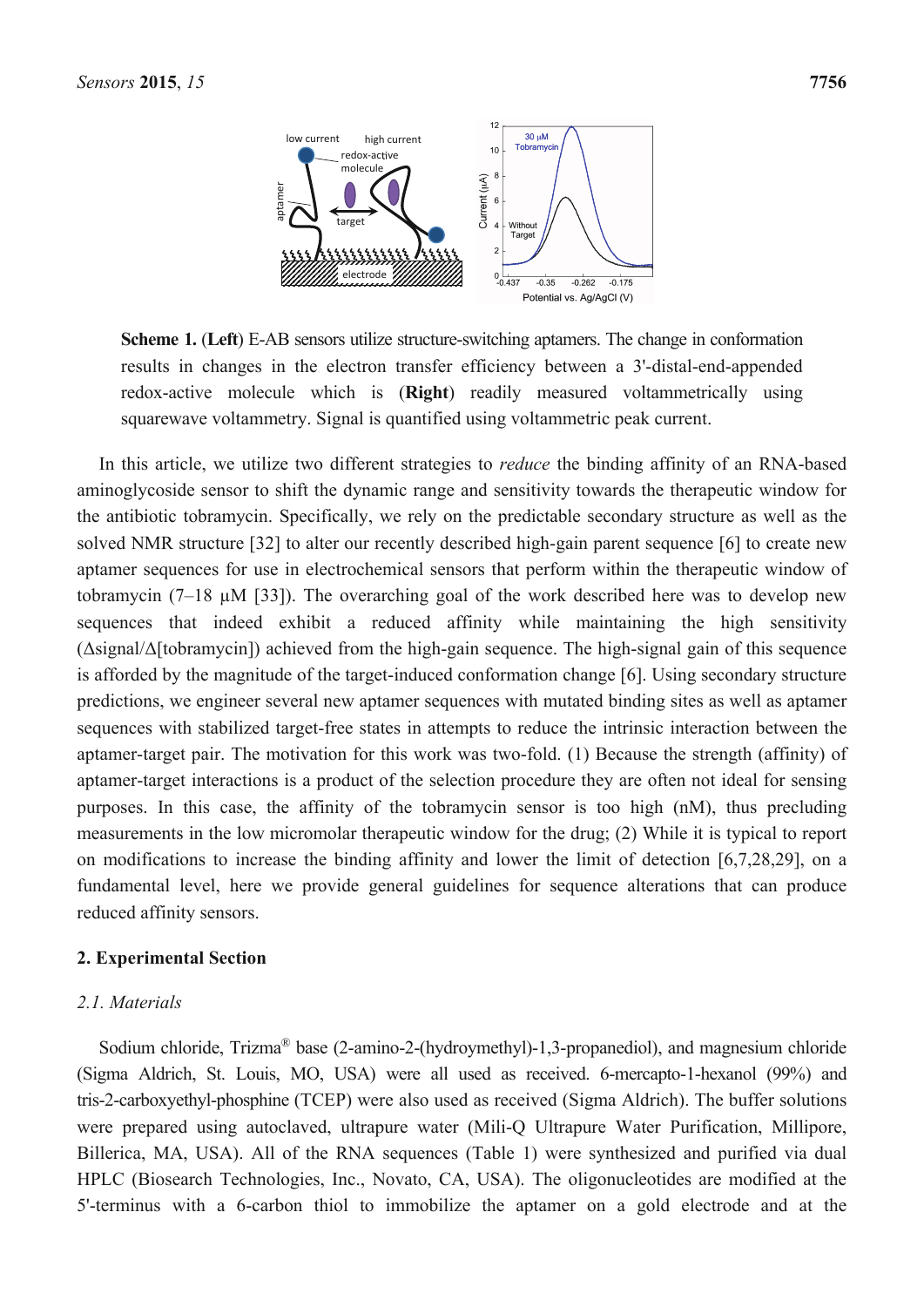**Scheme 1.** (**Left**) E-AB sensors utilize structure-switching aptamers. The change in conformation results in changes in the electron transfer efficiency between a 3'-distal-end-appended redox-active molecule which is (**Right**) readily measured voltammetrically using squarewave voltammetry. Signal is quantified using voltammetric peak current.

In this article, we utilize two different strategies to *reduce* the binding affinity of an RNA-based aminoglycoside sensor to shift the dynamic range and sensitivity towards the therapeutic window for the antibiotic tobramycin. Specifically, we rely on the predictable secondary structure as well as the solved NMR structure [32] to alter our recently described high-gain parent sequence [6] to create new aptamer sequences for use in electrochemical sensors that perform within the therapeutic window of tobramycin (7–18 µM [33]). The overarching goal of the work described here was to develop new sequences that indeed exhibit a reduced affinity while maintaining the high sensitivity (Δsignal/Δ[tobramycin]) achieved from the high-gain sequence. The high-signal gain of this sequence is afforded by the magnitude of the target-induced conformation change [6]. Using secondary structure predictions, we engineer several new aptamer sequences with mutated binding sites as well as aptamer sequences with stabilized target-free states in attempts to reduce the intrinsic interaction between the aptamer-target pair. The motivation for this work was two-fold. (1) Because the strength (affinity) of aptamer-target interactions is a product of the selection procedure they are often not ideal for sensing purposes. In this case, the affinity of the tobramycin sensor is too high (nM), thus precluding measurements in the low micromolar therapeutic window for the drug; (2) While it is typical to report on modifications to increase the binding affinity and lower the limit of detection [6,7,28,29], on a fundamental level, here we provide general guidelines for sequence alterations that can produce reduced affinity sensors.

## 2. Experimental Section

### 2.1. Materials

Sodium chloride, Trizma® base (2-amino-2-(hydroymethyl)-1,3-propanediol), and magnesium chloride (Sigma Aldrich, St. Louis, MO, USA) were all used as received. 6-mercapto-1-hexanol (99%) and tris-2-carboxyethyl-phosphine (TCEP) were also used as received (Sigma Aldrich). The buffer solutions were prepared using autoclaved, ultrapure water (Mili-Q Ultrapure Water Purification, Millipore, Billerica, MA, USA). All of the RNA sequences (Table 1) were synthesized and purified via dual HPLC (Biosearch Technologies, Inc., Novato, CA, USA). The oligonucleotides are modified at the 5'-terminus with a 6-carbon thiol to immobilize the aptamer on a gold electrode and at the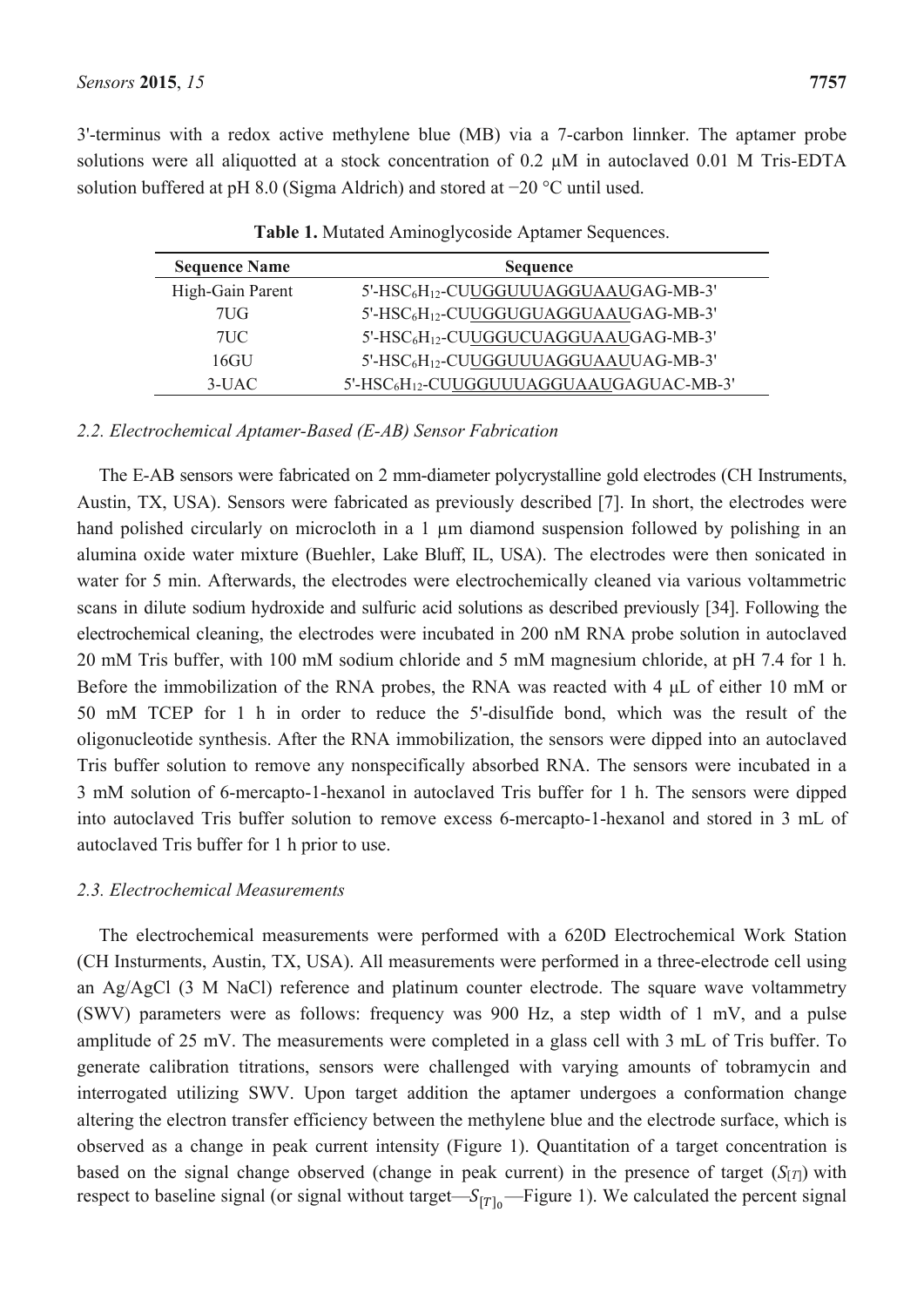3'-terminus with a redox active methylene blue (MB) via a 7-carbon linnker. The aptamer probe solutions were all aliquotted at a stock concentration of 0.2 μM in autoclaved 0.01 M Tris-EDTA solution buffered at pH 8.0 (Sigma Aldrich) and stored at −20 °C until used.

**Table 1.** Mutated Aminoglycoside Aptamer Sequences.

| Sequence Name | Sequence |
|---|---|
| High-Gain Parent | 5'-$HSC_6H_{12}$-CU<u>UGGUUUAGGUAAU</u>GAG-MB-3' |
| 7UG | 5'-$HSC_6H_{12}$-CU<u>UGGUGUAGGUAAU</u>GAG-MB-3' |
| 7UC | 5'-$HSC_6H_{12}$-CU<u>UGGUCUAGGUAAU</u>GAG-MB-3' |
| 16GU | 5'-$HSC_6H_{12}$-CU<u>UGGUUUAGGUAAU</u>UAG-MB-3' |
| 3-UAC | 5'-$HSC_6H_{12}$-CU<u>UGGUUUAGGUAAU</u>GAGUAC-MB-3' |

### 2.2. Electrochemical Aptamer-Based (E-AB) Sensor Fabrication

The E-AB sensors were fabricated on 2 mm-diameter polycrystalline gold electrodes (CH Instruments, Austin, TX, USA). Sensors were fabricated as previously described [7]. In short, the electrodes were hand polished circularly on microcloth in a 1 μm diamond suspension followed by polishing in an alumina oxide water mixture (Buehler, Lake Bluff, IL, USA). The electrodes were then sonicated in water for 5 min. Afterwards, the electrodes were electrochemically cleaned via various voltammetric scans in dilute sodium hydroxide and sulfuric acid solutions as described previously [34]. Following the electrochemical cleaning, the electrodes were incubated in 200 nM RNA probe solution in autoclaved 20 mM Tris buffer, with 100 mM sodium chloride and 5 mM magnesium chloride, at pH 7.4 for 1 h. Before the immobilization of the RNA probes, the RNA was reacted with 4 μL of either 10 mM or 50 mM TCEP for 1 h in order to reduce the 5'-disulfide bond, which was the result of the oligonucleotide synthesis. After the RNA immobilization, the sensors were dipped into an autoclaved Tris buffer solution to remove any nonspecifically absorbed RNA. The sensors were incubated in a 3 mM solution of 6-mercapto-1-hexanol in autoclaved Tris buffer for 1 h. The sensors were dipped into autoclaved Tris buffer solution to remove excess 6-mercapto-1-hexanol and stored in 3 mL of autoclaved Tris buffer for 1 h prior to use.

### 2.3. Electrochemical Measurements

The electrochemical measurements were performed with a 620D Electrochemical Work Station (CH Insturments, Austin, TX, USA). All measurements were performed in a three-electrode cell using an Ag/AgCl (3 M NaCl) reference and platinum counter electrode. The square wave voltammetry (SWV) parameters were as follows: frequency was 900 Hz, a step width of 1 mV, and a pulse amplitude of 25 mV. The measurements were completed in a glass cell with 3 mL of Tris buffer. To generate calibration titrations, sensors were challenged with varying amounts of tobramycin and interrogated utilizing SWV. Upon target addition the aptamer undergoes a conformation change altering the electron transfer efficiency between the methylene blue and the electrode surface, which is observed as a change in peak current intensity (Figure 1). Quantitation of a target concentration is based on the signal change observed (change in peak current) in the presence of target ($S_{[T]}$) with respect to baseline signal (or signal without target—$S_{[T]_0}$—Figure 1). We calculated the percent signal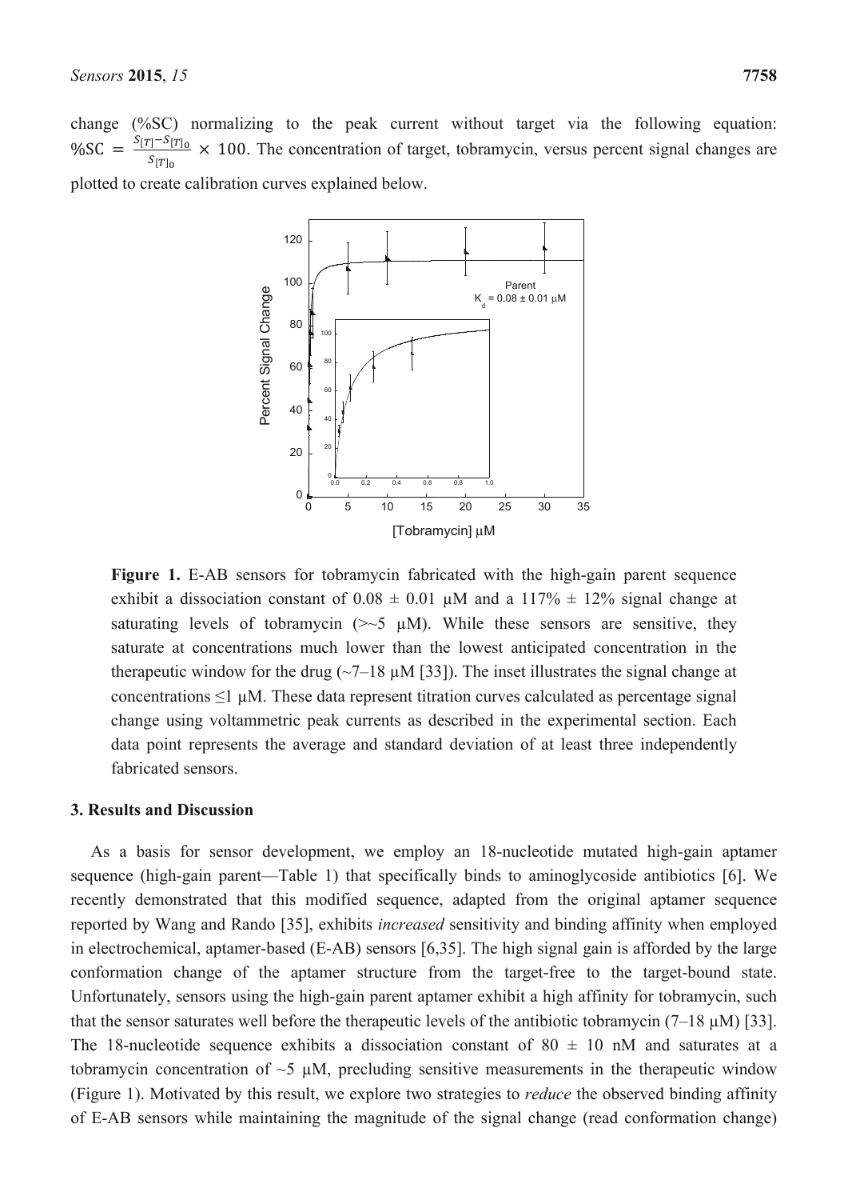change (%SC) normalizing to the peak current without target via the following equation: $\%SC = \frac{S_{[T]} - S_{[T]_0}}{S_{[T]_0}} \times 100$. The concentration of target, tobramycin, versus percent signal changes are plotted to create calibration curves explained below.

**Figure 1.** E-AB sensors for tobramycin fabricated with the high-gain parent sequence exhibit a dissociation constant of 0.08 ± 0.01 μM and a 117% ± 12% signal change at saturating levels of tobramycin (>~5 μM). While these sensors are sensitive, they saturate at concentrations much lower than the lowest anticipated concentration in the therapeutic window for the drug (~7–18 μM [33]). The inset illustrates the signal change at concentrations ≤1 μM. These data represent titration curves calculated as percentage signal change using voltammetric peak currents as described in the experimental section. Each data point represents the average and standard deviation of at least three independently fabricated sensors.

## 3. Results and Discussion

As a basis for sensor development, we employ an 18-nucleotide mutated high-gain aptamer sequence (high-gain parent—Table 1) that specifically binds to aminoglycoside antibiotics [6]. We recently demonstrated that this modified sequence, adapted from the original aptamer sequence reported by Wang and Rando [35], exhibits *increased* sensitivity and binding affinity when employed in electrochemical, aptamer-based (E-AB) sensors [6,35]. The high signal gain is afforded by the large conformation change of the aptamer structure from the target-free to the target-bound state. Unfortunately, sensors using the high-gain parent aptamer exhibit a high affinity for tobramycin, such that the sensor saturates well before the therapeutic levels of the antibiotic tobramycin (7–18 μM) [33]. The 18-nucleotide sequence exhibits a dissociation constant of 80 ± 10 nM and saturates at a tobramycin concentration of ~5 μM, precluding sensitive measurements in the therapeutic window (Figure 1). Motivated by this result, we explore two strategies to *reduce* the observed binding affinity of E-AB sensors while maintaining the magnitude of the signal change (read conformation change)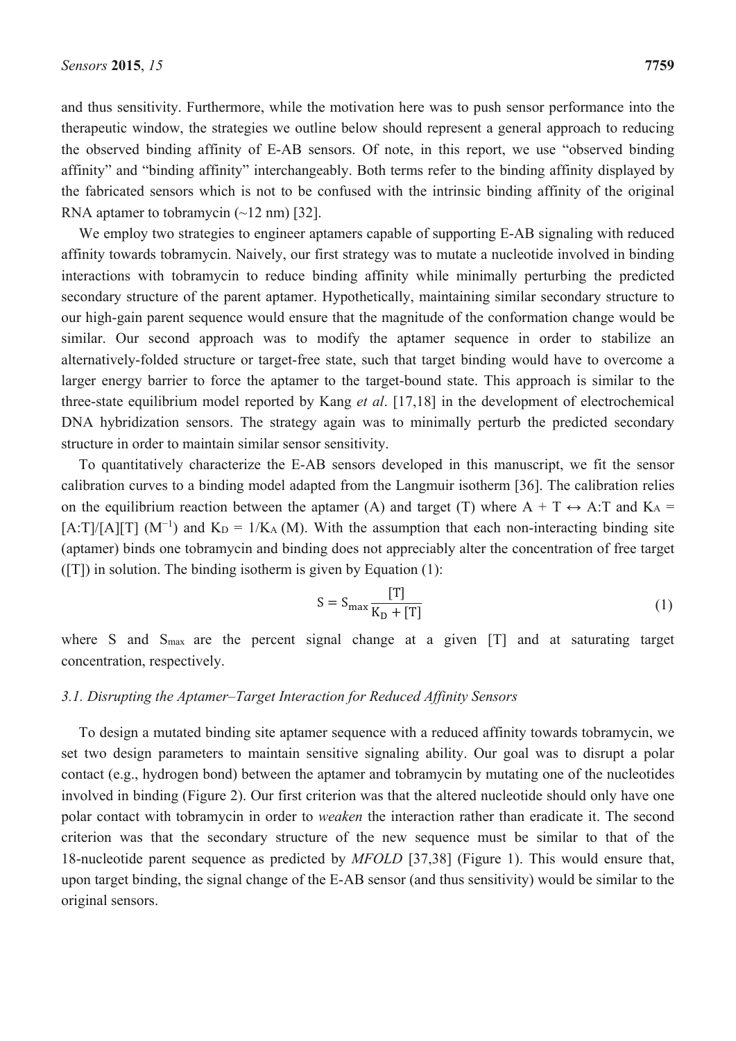and thus sensitivity. Furthermore, while the motivation here was to push sensor performance into the therapeutic window, the strategies we outline below should represent a general approach to reducing the observed binding affinity of E-AB sensors. Of note, in this report, we use "observed binding affinity" and "binding affinity" interchangeably. Both terms refer to the binding affinity displayed by the fabricated sensors which is not to be confused with the intrinsic binding affinity of the original RNA aptamer to tobramycin (~12 nm) [32].

We employ two strategies to engineer aptamers capable of supporting E-AB signaling with reduced affinity towards tobramycin. Naively, our first strategy was to mutate a nucleotide involved in binding interactions with tobramycin to reduce binding affinity while minimally perturbing the predicted secondary structure of the parent aptamer. Hypothetically, maintaining similar secondary structure to our high-gain parent sequence would ensure that the magnitude of the conformation change would be similar. Our second approach was to modify the aptamer sequence in order to stabilize an alternatively-folded structure or target-free state, such that target binding would have to overcome a larger energy barrier to force the aptamer to the target-bound state. This approach is similar to the three-state equilibrium model reported by Kang *et al*. [17,18] in the development of electrochemical DNA hybridization sensors. The strategy again was to minimally perturb the predicted secondary structure in order to maintain similar sensor sensitivity.

To quantitatively characterize the E-AB sensors developed in this manuscript, we fit the sensor calibration curves to a binding model adapted from the Langmuir isotherm [36]. The calibration relies on the equilibrium reaction between the aptamer (A) and target (T) where A + T ↔ A:T and $K_A$ = [A:T]/[A][T] ($M^{-1}$) and $K_D = 1/K_A$ (M). With the assumption that each non-interacting binding site (aptamer) binds one tobramycin and binding does not appreciably alter the concentration of free target ([T]) in solution. The binding isotherm is given by Equation (1):

$$S = S_{max} \frac{[T]}{K_D + [T]} \quad (1)$$

where S and $S_{max}$ are the percent signal change at a given [T] and at saturating target concentration, respectively.

### *3.1. Disrupting the Aptamer–Target Interaction for Reduced Affinity Sensors*

To design a mutated binding site aptamer sequence with a reduced affinity towards tobramycin, we set two design parameters to maintain sensitive signaling ability. Our goal was to disrupt a polar contact (e.g., hydrogen bond) between the aptamer and tobramycin by mutating one of the nucleotides involved in binding (Figure 2). Our first criterion was that the altered nucleotide should only have one polar contact with tobramycin in order to *weaken* the interaction rather than eradicate it. The second criterion was that the secondary structure of the new sequence must be similar to that of the 18-nucleotide parent sequence as predicted by *MFOLD* [37,38] (Figure 1). This would ensure that, upon target binding, the signal change of the E-AB sensor (and thus sensitivity) would be similar to the original sensors.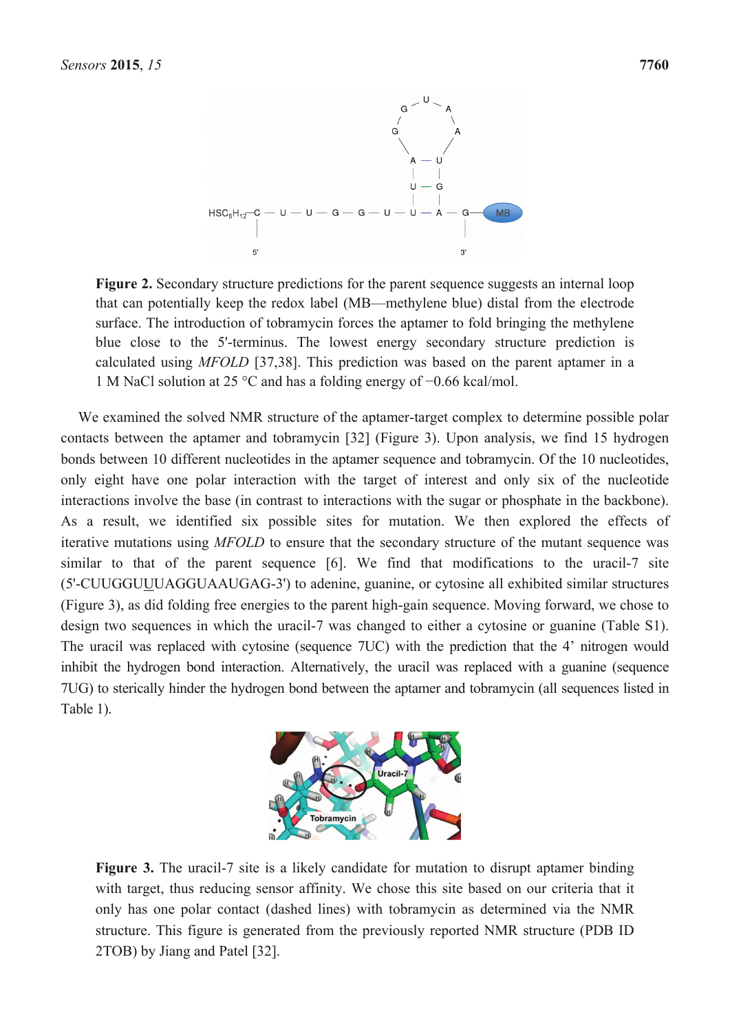**Figure 2.** Secondary structure predictions for the parent sequence suggests an internal loop that can potentially keep the redox label (MB—methylene blue) distal from the electrode surface. The introduction of tobramycin forces the aptamer to fold bringing the methylene blue close to the 5'-terminus. The lowest energy secondary structure prediction is calculated using *MFOLD* [37,38]. This prediction was based on the parent aptamer in a 1 M NaCl solution at 25 °C and has a folding energy of −0.66 kcal/mol.

We examined the solved NMR structure of the aptamer-target complex to determine possible polar contacts between the aptamer and tobramycin [32] (Figure 3). Upon analysis, we find 15 hydrogen bonds between 10 different nucleotides in the aptamer sequence and tobramycin. Of the 10 nucleotides, only eight have one polar interaction with the target of interest and only six of the nucleotide interactions involve the base (in contrast to interactions with the sugar or phosphate in the backbone). As a result, we identified six possible sites for mutation. We then explored the effects of iterative mutations using *MFOLD* to ensure that the secondary structure of the mutant sequence was similar to that of the parent sequence [6]. We find modifications to the uracil-7 site (5'-CUUGGUUUAGGUAAUGAG-3') to adenine, guanine, or cytosine all exhibited similar structures (Figure 3), as did folding free energies to the parent high-gain sequence. Moving forward, we chose to design two sequences in which the uracil-7 was changed to either a cytosine or guanine (Table S1). The uracil was replaced with cytosine (sequence 7UC) with the prediction that the 4' nitrogen would inhibit the hydrogen bond interaction. Alternatively, the uracil was replaced with a guanine (sequence 7UG) to sterically hinder the hydrogen bond between the aptamer and tobramycin (all sequences listed in Table 1).

**Figure 3.** The uracil-7 site is a likely candidate for mutation to disrupt aptamer binding with target, thus reducing sensor affinity. We chose this site based on our criteria that it only has one polar contact (dashed lines) with tobramycin as determined via the NMR structure. This figure is generated from the previously reported NMR structure (PDB ID 2TOB) by Jiang and Patel [32].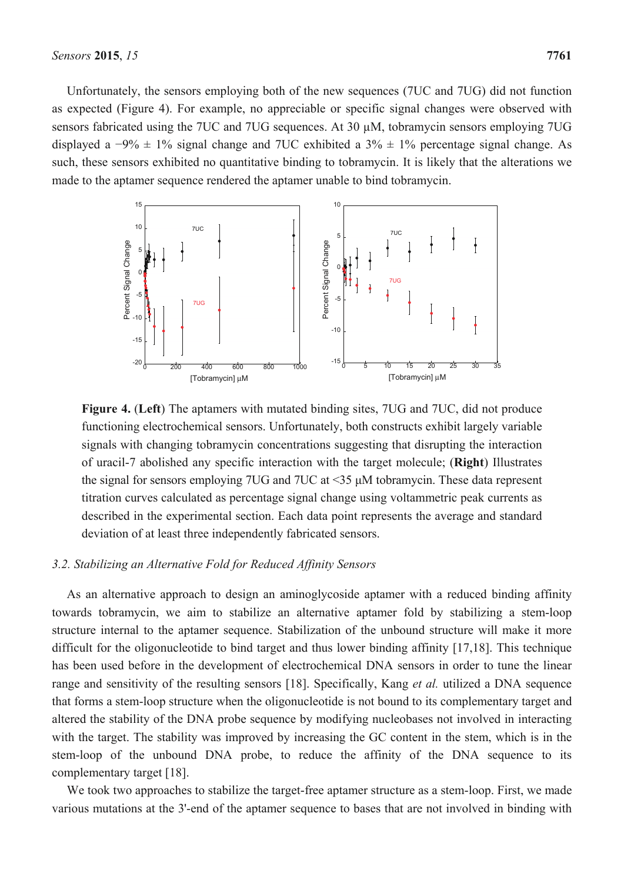Unfortunately, the sensors employing both of the new sequences (7UC and 7UG) did not function as expected (Figure 4). For example, no appreciable or specific signal changes were observed with sensors fabricated using the 7UC and 7UG sequences. At 30 μM, tobramycin sensors employing 7UG displayed a −9% ± 1% signal change and 7UC exhibited a 3% ± 1% percentage signal change. As such, these sensors exhibited no quantitative binding to tobramycin. It is likely that the alterations we made to the aptamer sequence rendered the aptamer unable to bind tobramycin.

**Figure 4.** (**Left**) The aptamers with mutated binding sites, 7UG and 7UC, did not produce functioning electrochemical sensors. Unfortunately, both constructs exhibit largely variable signals with changing tobramycin concentrations suggesting that disrupting the interaction of uracil-7 abolished any specific interaction with the target molecule; (**Right**) Illustrates the signal for sensors employing 7UG and 7UC at <35 μM tobramycin. These data represent titration curves calculated as percentage signal change using voltammetric peak currents as described in the experimental section. Each data point represents the average and standard deviation of at least three independently fabricated sensors.

### *3.2. Stabilizing an Alternative Fold for Reduced Affinity Sensors*

As an alternative approach to design an aminoglycoside aptamer with a reduced binding affinity towards tobramycin, we aim to stabilize an alternative aptamer fold by stabilizing a stem-loop structure internal to the aptamer sequence. Stabilization of the unbound structure will make it more difficult for the oligonucleotide to bind target and thus lower binding affinity [17,18]. This technique has been used before in the development of electrochemical DNA sensors in order to tune the linear range and sensitivity of the resulting sensors [18]. Specifically, Kang *et al.* utilized a DNA sequence that forms a stem-loop structure when the oligonucleotide is not bound to its complementary target and altered the stability of the DNA probe sequence by modifying nucleobases not involved in interacting with the target. The stability was improved by increasing the GC content in the stem, which is in the stem-loop of the unbound DNA probe, to reduce the affinity of the DNA sequence to its complementary target [18].

We took two approaches to stabilize the target-free aptamer structure as a stem-loop. First, we made various mutations at the 3'-end of the aptamer sequence to bases that are not involved in binding with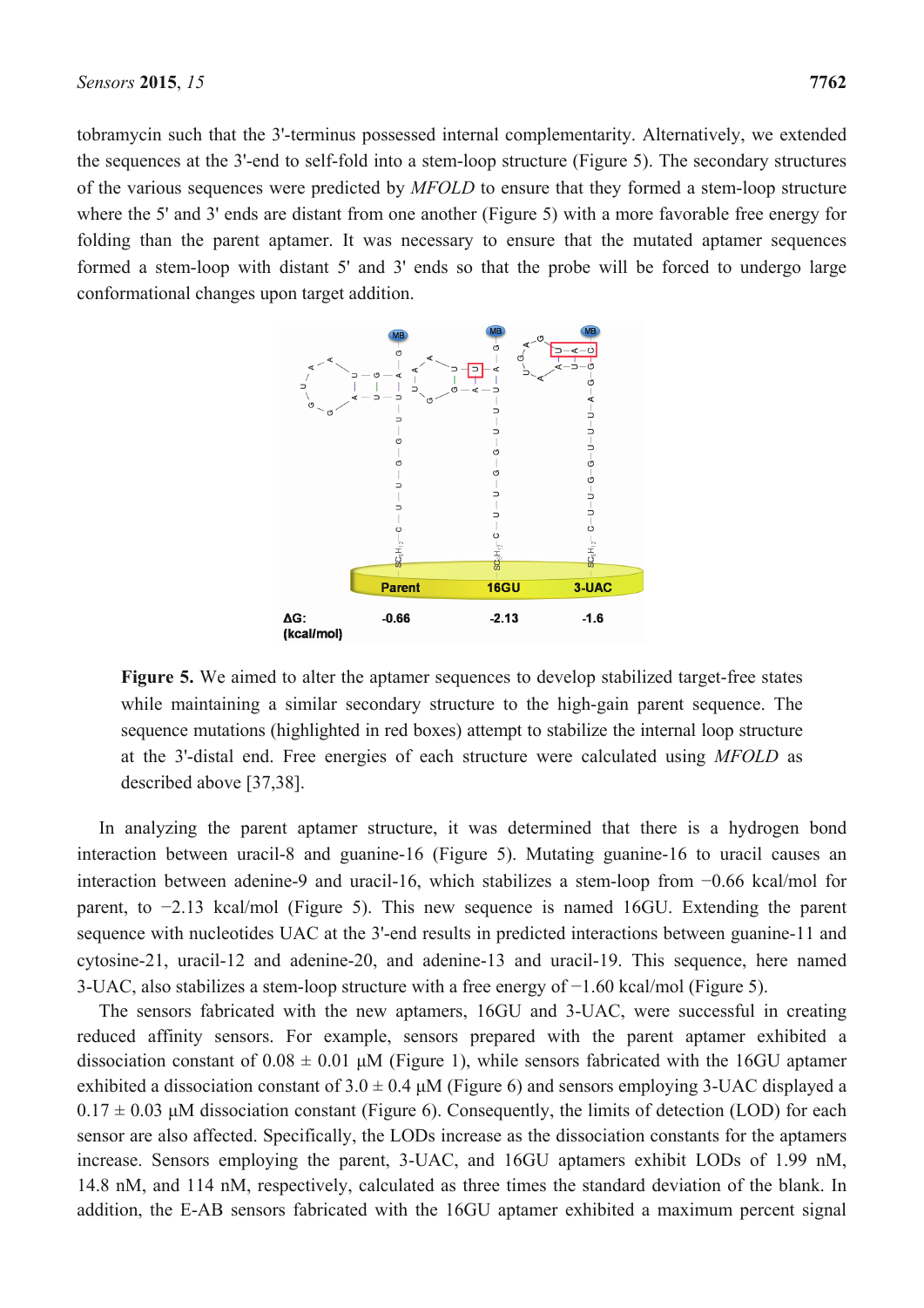tobramycin such that the 3'-terminus possessed internal complementarity. Alternatively, we extended the sequences at the 3'-end to self-fold into a stem-loop structure (Figure 5). The secondary structures of the various sequences were predicted by *MFOLD* to ensure that they formed a stem-loop structure where the 5' and 3' ends are distant from one another (Figure 5) with a more favorable free energy for folding than the parent aptamer. It was necessary to ensure that the mutated aptamer sequences formed a stem-loop with distant 5' and 3' ends so that the probe will be forced to undergo large conformational changes upon target addition.

**Figure 5.** We aimed to alter the aptamer sequences to develop stabilized target-free states while maintaining a similar secondary structure to the high-gain parent sequence. The sequence mutations (highlighted in red boxes) attempt to stabilize the internal loop structure at the 3'-distal end. Free energies of each structure were calculated using *MFOLD* as described above [37,38].

In analyzing the parent aptamer structure, it was determined that there is a hydrogen bond interaction between uracil-8 and guanine-16 (Figure 5). Mutating guanine-16 to uracil causes an interaction between adenine-9 and uracil-16, which stabilizes a stem-loop from −0.66 kcal/mol for parent, to −2.13 kcal/mol (Figure 5). This new sequence is named 16GU. Extending the parent sequence with nucleotides UAC at the 3'-end results in predicted interactions between guanine-11 and cytosine-21, uracil-12 and adenine-20, and adenine-13 and uracil-19. This sequence, here named 3-UAC, also stabilizes a stem-loop structure with a free energy of −1.60 kcal/mol (Figure 5).

The sensors fabricated with the new aptamers, 16GU and 3-UAC, were successful in creating reduced affinity sensors. For example, sensors prepared with the parent aptamer exhibited a dissociation constant of $0.08 \pm 0.01$ μM (Figure 1), while sensors fabricated with the 16GU aptamer exhibited a dissociation constant of $3.0 \pm 0.4$ μM (Figure 6) and sensors employing 3-UAC displayed a $0.17 \pm 0.03$ μM dissociation constant (Figure 6). Consequently, the limits of detection (LOD) for each sensor are also affected. Specifically, the LODs increase as the dissociation constants for the aptamers increase. Sensors employing the parent, 3-UAC, and 16GU aptamers exhibit LODs of 1.99 nM, 14.8 nM, and 114 nM, respectively, calculated as three times the standard deviation of the blank. In addition, the E-AB sensors fabricated with the 16GU aptamer exhibited a maximum percent signal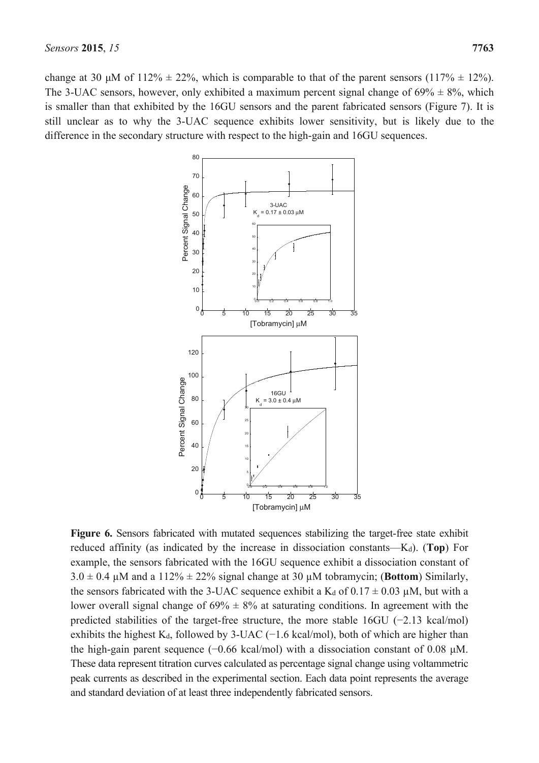change at 30 μM of 112% ± 22%, which is comparable to that of the parent sensors (117% ± 12%). The 3-UAC sensors, however, only exhibited a maximum percent signal change of 69% ± 8%, which is smaller than that exhibited by the 16GU sensors and the parent fabricated sensors (Figure 7). It is still unclear as to why the 3-UAC sequence exhibits lower sensitivity, but is likely due to the difference in the secondary structure with respect to the high-gain and 16GU sequences.

**Figure 6.** Sensors fabricated with mutated sequences stabilizing the target-free state exhibit reduced affinity (as indicated by the increase in dissociation constants—$K_d$). (**Top**) For example, the sensors fabricated with the 16GU sequence exhibit a dissociation constant of 3.0 ± 0.4 μM and a 112% ± 22% signal change at 30 μM tobramycin; (**Bottom**) Similarly, the sensors fabricated with the 3-UAC sequence exhibit a $K_d$ of 0.17 ± 0.03 μM, but with a lower overall signal change of 69% ± 8% at saturating conditions. In agreement with the predicted stabilities of the target-free structure, the more stable 16GU (−2.13 kcal/mol) exhibits the highest $K_d$, followed by 3-UAC (−1.6 kcal/mol), both of which are higher than the high-gain parent sequence (−0.66 kcal/mol) with a dissociation constant of 0.08 μM. These data represent titration curves calculated as percentage signal change using voltammetric peak currents as described in the experimental section. Each data point represents the average and standard deviation of at least three independently fabricated sensors.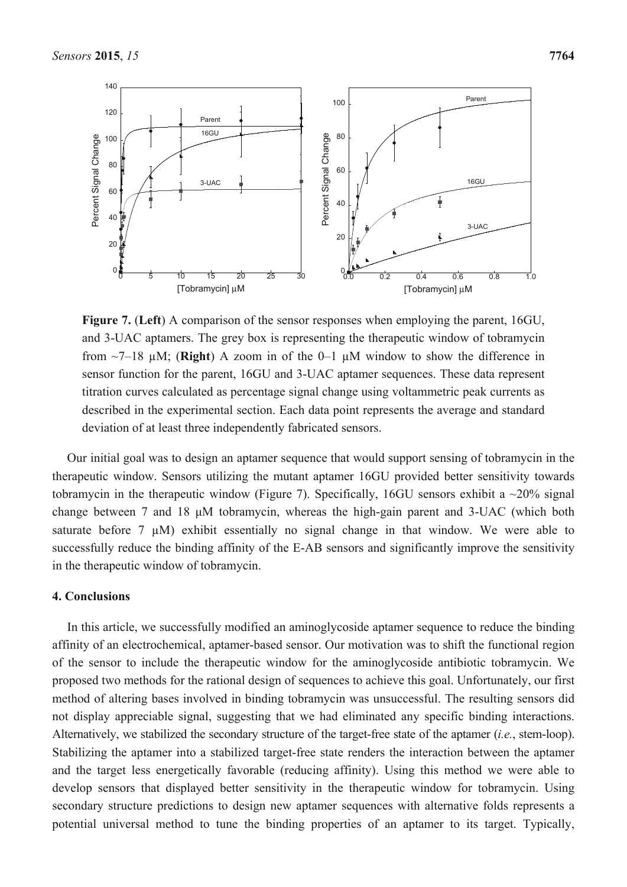**Figure 7.** (**Left**) A comparison of the sensor responses when employing the parent, 16GU, and 3-UAC aptamers. The grey box is representing the therapeutic window of tobramycin from ~7–18 μM; (**Right**) A zoom in of the 0–1 μM window to show the difference in sensor function for the parent, 16GU and 3-UAC aptamer sequences. These data represent titration curves calculated as percentage signal change using voltammetric peak currents as described in the experimental section. Each data point represents the average and standard deviation of at least three independently fabricated sensors.

Our initial goal was to design an aptamer sequence that would support sensing of tobramycin in the therapeutic window. Sensors utilizing the mutant aptamer 16GU provided better sensitivity towards tobramycin in the therapeutic window (Figure 7). Specifically, 16GU sensors exhibit a ~20% signal change between 7 and 18 μM tobramycin, whereas the high-gain parent and 3-UAC (which both saturate before 7 μM) exhibit essentially no signal change in that window. We were able to successfully reduce the binding affinity of the E-AB sensors and significantly improve the sensitivity in the therapeutic window of tobramycin.

## 4. Conclusions

In this article, we successfully modified an aminoglycoside aptamer sequence to reduce the binding affinity of an electrochemical, aptamer-based sensor. Our motivation was to shift the functional region of the sensor to include the therapeutic window for the aminoglycoside antibiotic tobramycin. We proposed two methods for the rational design of sequences to achieve this goal. Unfortunately, our first method of altering bases involved in binding tobramycin was unsuccessful. The resulting sensors did not display appreciable signal, suggesting that we had eliminated any specific binding interactions. Alternatively, we stabilized the secondary structure of the target-free state of the aptamer (*i.e.*, stem-loop). Stabilizing the aptamer into a stabilized target-free state renders the interaction between the aptamer and the target less energetically favorable (reducing affinity). Using this method we were able to develop sensors that displayed better sensitivity in the therapeutic window for tobramycin. Using secondary structure predictions to design new aptamer sequences with alternative folds represents a potential universal method to tune the binding properties of an aptamer to its target. Typically,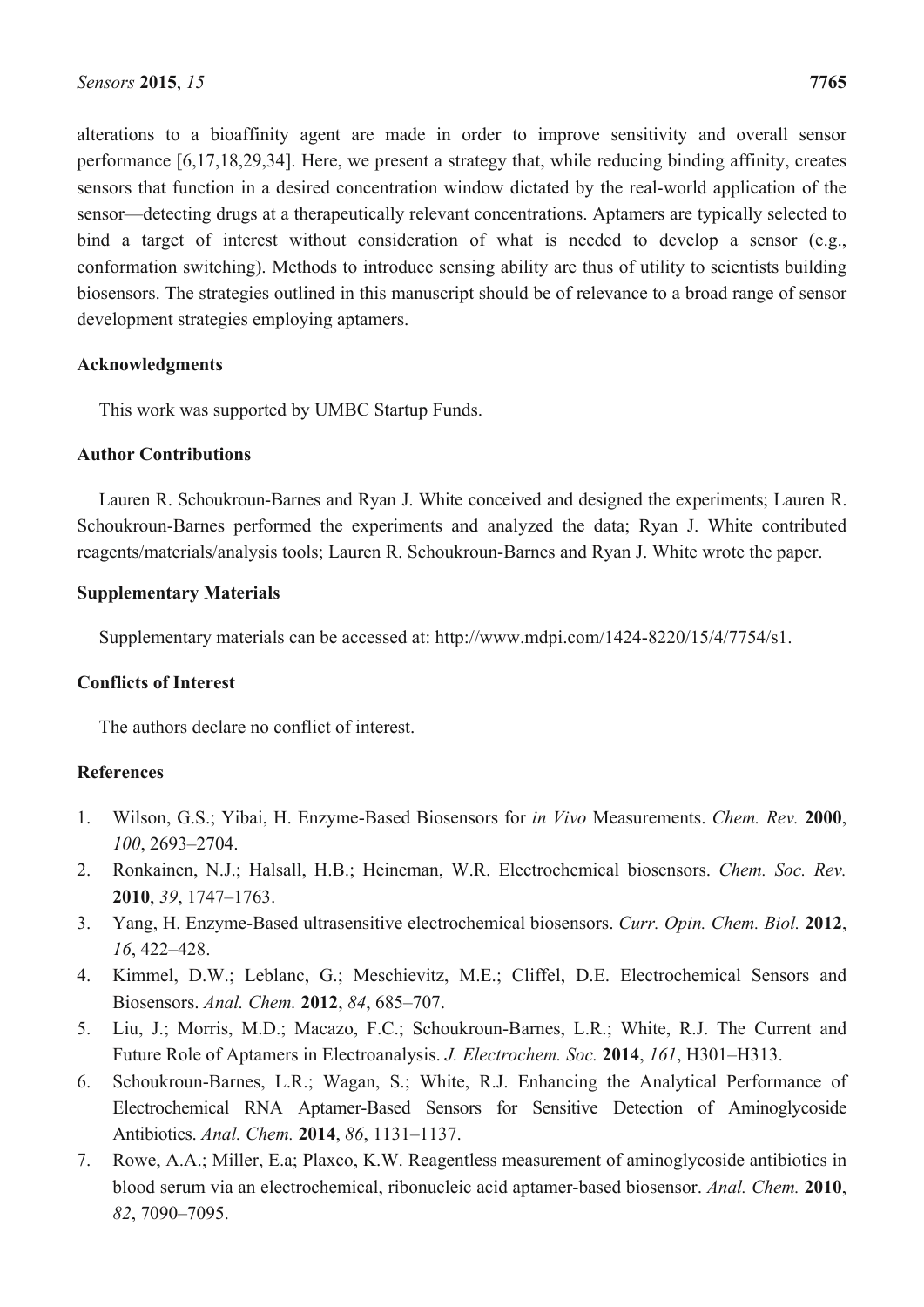alterations to a bioaffinity agent are made in order to improve sensitivity and overall sensor performance [6,17,18,29,34]. Here, we present a strategy that, while reducing binding affinity, creates sensors that function in a desired concentration window dictated by the real-world application of the sensor—detecting drugs at a therapeutically relevant concentrations. Aptamers are typically selected to bind a target of interest without consideration of what is needed to develop a sensor (e.g., conformation switching). Methods to introduce sensing ability are thus of utility to scientists building biosensors. The strategies outlined in this manuscript should be of relevance to a broad range of sensor development strategies employing aptamers.

## Acknowledgments

This work was supported by UMBC Startup Funds.

## Author Contributions

Lauren R. Schoukroun-Barnes and Ryan J. White conceived and designed the experiments; Lauren R. Schoukroun-Barnes performed the experiments and analyzed the data; Ryan J. White contributed reagents/materials/analysis tools; Lauren R. Schoukroun-Barnes and Ryan J. White wrote the paper.

## Supplementary Materials

Supplementary materials can be accessed at: http://www.mdpi.com/1424-8220/15/4/7754/s1.

## Conflicts of Interest

The authors declare no conflict of interest.

## References

1. Wilson, G.S.; Yibai, H. Enzyme-Based Biosensors for *in Vivo* Measurements. *Chem. Rev.* **2000**, *100*, 2693–2704.
2. Ronkainen, N.J.; Halsall, H.B.; Heineman, W.R. Electrochemical biosensors. *Chem. Soc. Rev.* **2010**, *39*, 1747–1763.
3. Yang, H. Enzyme-Based ultrasensitive electrochemical biosensors. *Curr. Opin. Chem. Biol.* **2012**, *16*, 422–428.
4. Kimmel, D.W.; Leblanc, G.; Meschievitz, M.E.; Cliffel, D.E. Electrochemical Sensors and Biosensors. *Anal. Chem.* **2012**, *84*, 685–707.
5. Liu, J.; Morris, M.D.; Macazo, F.C.; Schoukroun-Barnes, L.R.; White, R.J. The Current and Future Role of Aptamers in Electroanalysis. *J. Electrochem. Soc.* **2014**, *161*, H301–H313.
6. Schoukroun-Barnes, L.R.; Wagan, S.; White, R.J. Enhancing the Analytical Performance of Electrochemical RNA Aptamer-Based Sensors for Sensitive Detection of Aminoglycoside Antibiotics. *Anal. Chem.* **2014**, *86*, 1131–1137.
7. Rowe, A.A.; Miller, E.a; Plaxco, K.W. Reagentless measurement of aminoglycoside antibiotics in blood serum via an electrochemical, ribonucleic acid aptamer-based biosensor. *Anal. Chem.* **2010**, *82*, 7090–7095.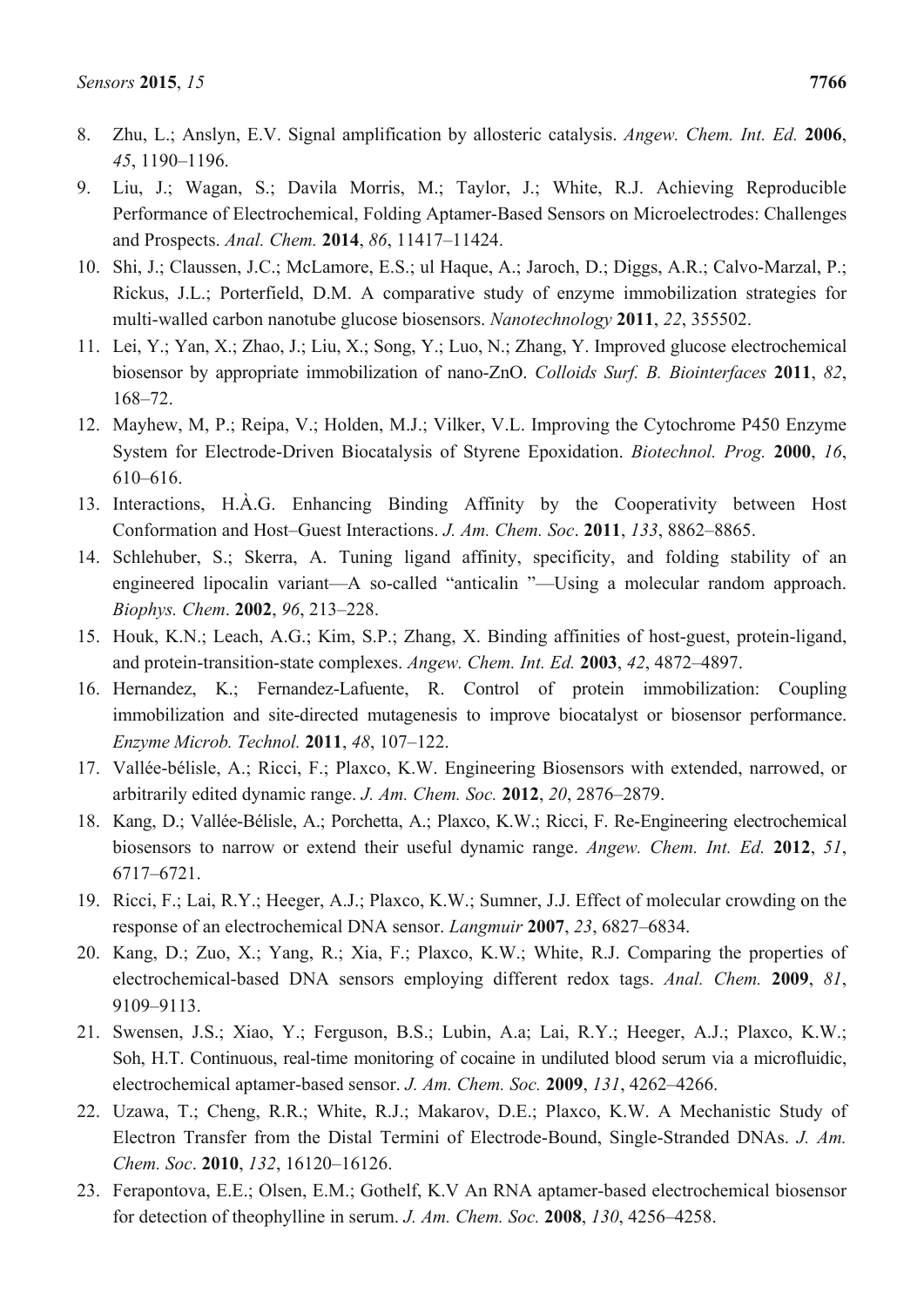8. Zhu, L.; Anslyn, E.V. Signal amplification by allosteric catalysis. *Angew. Chem. Int. Ed.* **2006**, *45*, 1190–1196.
9. Liu, J.; Wagan, S.; Davila Morris, M.; Taylor, J.; White, R.J. Achieving Reproducible Performance of Electrochemical, Folding Aptamer-Based Sensors on Microelectrodes: Challenges and Prospects. *Anal. Chem.* **2014**, *86*, 11417–11424.
10. Shi, J.; Claussen, J.C.; McLamore, E.S.; ul Haque, A.; Jaroch, D.; Diggs, A.R.; Calvo-Marzal, P.; Rickus, J.L.; Porterfield, D.M. A comparative study of enzyme immobilization strategies for multi-walled carbon nanotube glucose biosensors. *Nanotechnology* **2011**, *22*, 355502.
11. Lei, Y.; Yan, X.; Zhao, J.; Liu, X.; Song, Y.; Luo, N.; Zhang, Y. Improved glucose electrochemical biosensor by appropriate immobilization of nano-ZnO. *Colloids Surf. B. Biointerfaces* **2011**, *82*, 168–72.
12. Mayhew, M, P.; Reipa, V.; Holden, M.J.; Vilker, V.L. Improving the Cytochrome P450 Enzyme System for Electrode-Driven Biocatalysis of Styrene Epoxidation. *Biotechnol. Prog.* **2000**, *16*, 610–616.
13. Interactions, H.À.G. Enhancing Binding Affinity by the Cooperativity between Host Conformation and Host–Guest Interactions. *J. Am. Chem. Soc*. **2011**, *133*, 8862–8865.
14. Schlehuber, S.; Skerra, A. Tuning ligand affinity, specificity, and folding stability of an engineered lipocalin variant—A so-called "anticalin "—Using a molecular random approach. *Biophys. Chem*. **2002**, *96*, 213–228.
15. Houk, K.N.; Leach, A.G.; Kim, S.P.; Zhang, X. Binding affinities of host-guest, protein-ligand, and protein-transition-state complexes. *Angew. Chem. Int. Ed.* **2003**, *42*, 4872–4897.
16. Hernandez, K.; Fernandez-Lafuente, R. Control of protein immobilization: Coupling immobilization and site-directed mutagenesis to improve biocatalyst or biosensor performance. *Enzyme Microb. Technol.* **2011**, *48*, 107–122.
17. Vallée-bélisle, A.; Ricci, F.; Plaxco, K.W. Engineering Biosensors with extended, narrowed, or arbitrarily edited dynamic range. *J. Am. Chem. Soc.* **2012**, *20*, 2876–2879.
18. Kang, D.; Vallée-Bélisle, A.; Porchetta, A.; Plaxco, K.W.; Ricci, F. Re-Engineering electrochemical biosensors to narrow or extend their useful dynamic range. *Angew. Chem. Int. Ed.* **2012**, *51*, 6717–6721.
19. Ricci, F.; Lai, R.Y.; Heeger, A.J.; Plaxco, K.W.; Sumner, J.J. Effect of molecular crowding on the response of an electrochemical DNA sensor. *Langmuir* **2007**, *23*, 6827–6834.
20. Kang, D.; Zuo, X.; Yang, R.; Xia, F.; Plaxco, K.W.; White, R.J. Comparing the properties of electrochemical-based DNA sensors employing different redox tags. *Anal. Chem.* **2009**, *81*, 9109–9113.
21. Swensen, J.S.; Xiao, Y.; Ferguson, B.S.; Lubin, A.a; Lai, R.Y.; Heeger, A.J.; Plaxco, K.W.; Soh, H.T. Continuous, real-time monitoring of cocaine in undiluted blood serum via a microfluidic, electrochemical aptamer-based sensor. *J. Am. Chem. Soc.* **2009**, *131*, 4262–4266.
22. Uzawa, T.; Cheng, R.R.; White, R.J.; Makarov, D.E.; Plaxco, K.W. A Mechanistic Study of Electron Transfer from the Distal Termini of Electrode-Bound, Single-Stranded DNAs. *J. Am. Chem. Soc*. **2010**, *132*, 16120–16126.
23. Ferapontova, E.E.; Olsen, E.M.; Gothelf, K.V An RNA aptamer-based electrochemical biosensor for detection of theophylline in serum. *J. Am. Chem. Soc.* **2008**, *130*, 4256–4258.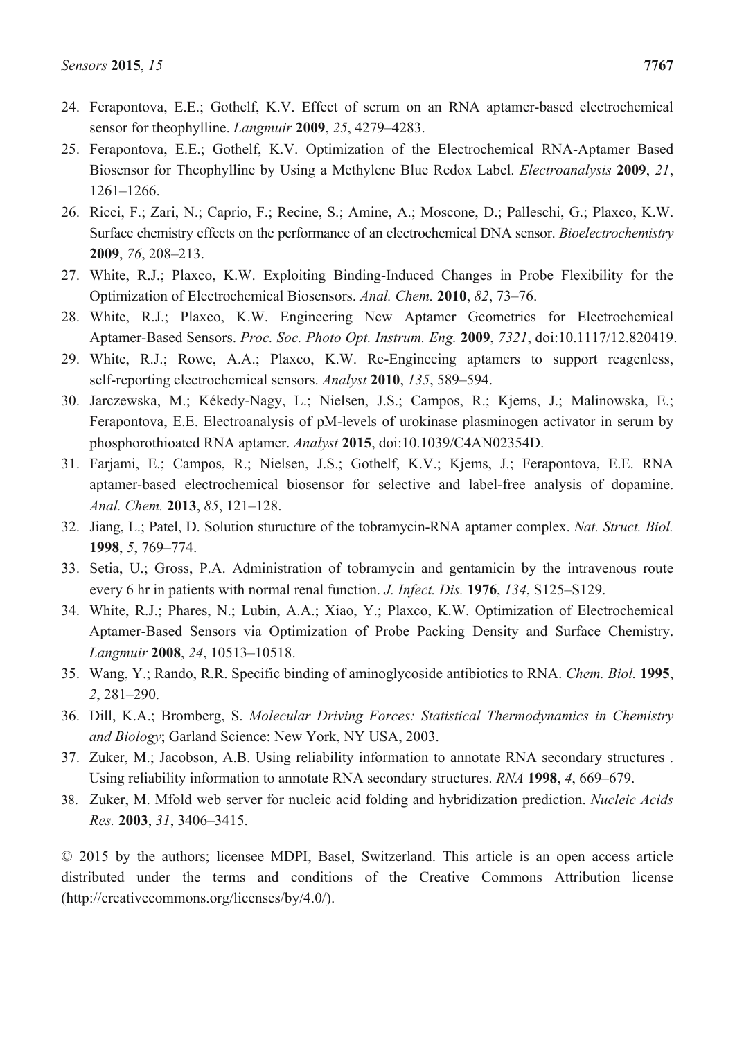24. Ferapontova, E.E.; Gothelf, K.V. Effect of serum on an RNA aptamer-based electrochemical sensor for theophylline. *Langmuir* **2009**, *25*, 4279–4283.
25. Ferapontova, E.E.; Gothelf, K.V. Optimization of the Electrochemical RNA-Aptamer Based Biosensor for Theophylline by Using a Methylene Blue Redox Label. *Electroanalysis* **2009**, *21*, 1261–1266.
26. Ricci, F.; Zari, N.; Caprio, F.; Recine, S.; Amine, A.; Moscone, D.; Palleschi, G.; Plaxco, K.W. Surface chemistry effects on the performance of an electrochemical DNA sensor. *Bioelectrochemistry* **2009**, *76*, 208–213.
27. White, R.J.; Plaxco, K.W. Exploiting Binding-Induced Changes in Probe Flexibility for the Optimization of Electrochemical Biosensors. *Anal. Chem.* **2010**, *82*, 73–76.
28. White, R.J.; Plaxco, K.W. Engineering New Aptamer Geometries for Electrochemical Aptamer-Based Sensors. *Proc. Soc. Photo Opt. Instrum. Eng.* **2009**, *7321*, doi:10.1117/12.820419.
29. White, R.J.; Rowe, A.A.; Plaxco, K.W. Re-Engineeing aptamers to support reagenless, self-reporting electrochemical sensors. *Analyst* **2010**, *135*, 589–594.
30. Jarczewska, M.; Kékedy-Nagy, L.; Nielsen, J.S.; Campos, R.; Kjems, J.; Malinowska, E.; Ferapontova, E.E. Electroanalysis of pM-levels of urokinase plasminogen activator in serum by phosphorothioated RNA aptamer. *Analyst* **2015**, doi:10.1039/C4AN02354D.
31. Farjami, E.; Campos, R.; Nielsen, J.S.; Gothelf, K.V.; Kjems, J.; Ferapontova, E.E. RNA aptamer-based electrochemical biosensor for selective and label-free analysis of dopamine. *Anal. Chem.* **2013**, *85*, 121–128.
32. Jiang, L.; Patel, D. Solution sturucture of the tobramycin-RNA aptamer complex. *Nat. Struct. Biol.* **1998**, *5*, 769–774.
33. Setia, U.; Gross, P.A. Administration of tobramycin and gentamicin by the intravenous route every 6 hr in patients with normal renal function. *J. Infect. Dis.* **1976**, *134*, S125–S129.
34. White, R.J.; Phares, N.; Lubin, A.A.; Xiao, Y.; Plaxco, K.W. Optimization of Electrochemical Aptamer-Based Sensors via Optimization of Probe Packing Density and Surface Chemistry. *Langmuir* **2008**, *24*, 10513–10518.
35. Wang, Y.; Rando, R.R. Specific binding of aminoglycoside antibiotics to RNA. *Chem. Biol.* **1995**, *2*, 281–290.
36. Dill, K.A.; Bromberg, S. *Molecular Driving Forces: Statistical Thermodynamics in Chemistry and Biology*; Garland Science: New York, NY USA, 2003.
37. Zuker, M.; Jacobson, A.B. Using reliability information to annotate RNA secondary structures . Using reliability information to annotate RNA secondary structures. *RNA* **1998**, *4*, 669–679.
38. Zuker, M. Mfold web server for nucleic acid folding and hybridization prediction. *Nucleic Acids Res.* **2003**, *31*, 3406–3415.

© 2015 by the authors; licensee MDPI, Basel, Switzerland. This article is an open access article distributed under the terms and conditions of the Creative Commons Attribution license (http://creativecommons.org/licenses/by/4.0/).